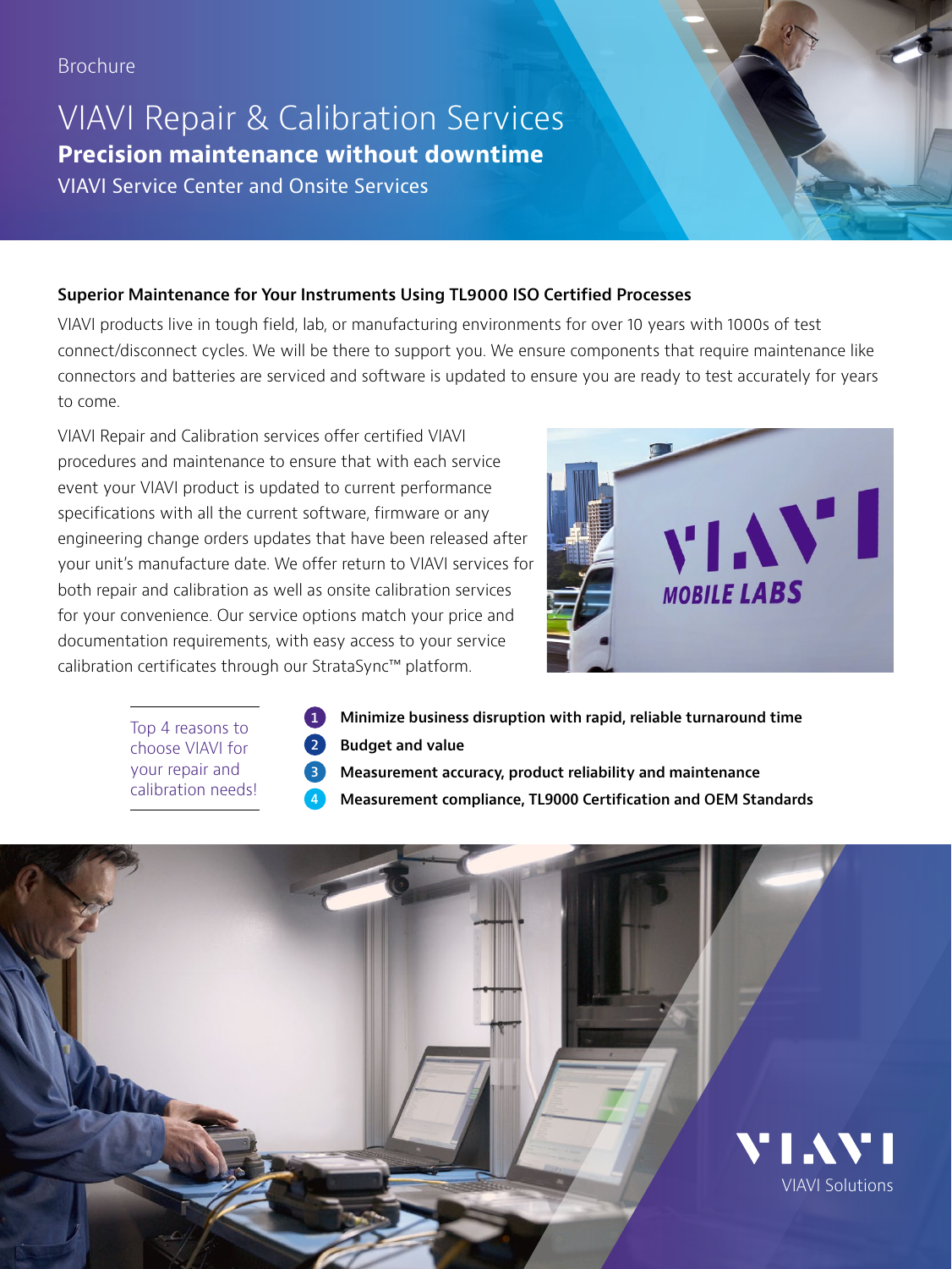Brochure

# VIAVI Repair & Calibration Services

## Precision maintenance without downtime

VIAVI Service Center and Onsite Services

### Superior Maintenance for Your Instruments Using TL9000 ISO Certified Processes

VIAVI products live in tough field, lab, or manufacturing environments for over 10 years with 1000s of test connect/disconnect cycles. We will be there to support you. We ensure components that require maintenance like connectors and batteries are serviced and software is updated to ensure you are ready to test accurately for years to come.

VIAVI Repair and Calibration services offer certified VIAVI procedures and maintenance to ensure that with each service event your VIAVI product is updated to current performance specifications with all the current software, firmware or any engineering change orders updates that have been released after your unit's manufacture date. We offer return to VIAVI services for both repair and calibration as well as onsite calibration services for your convenience. Our service options match your price and documentation requirements, with easy access to your service calibration certificates through our StrataSync™ platform.

Top 4 reasons to choose VIAVI for your repair and calibration needs!

1. **Minimize business disruption with rapid, reliable turnaround time**
2. **Budget and value**
3. **Measurement accuracy, product reliability and maintenance**
4. **Measurement compliance, TL9000 Certification and OEM Standards**

VIAVI Solutions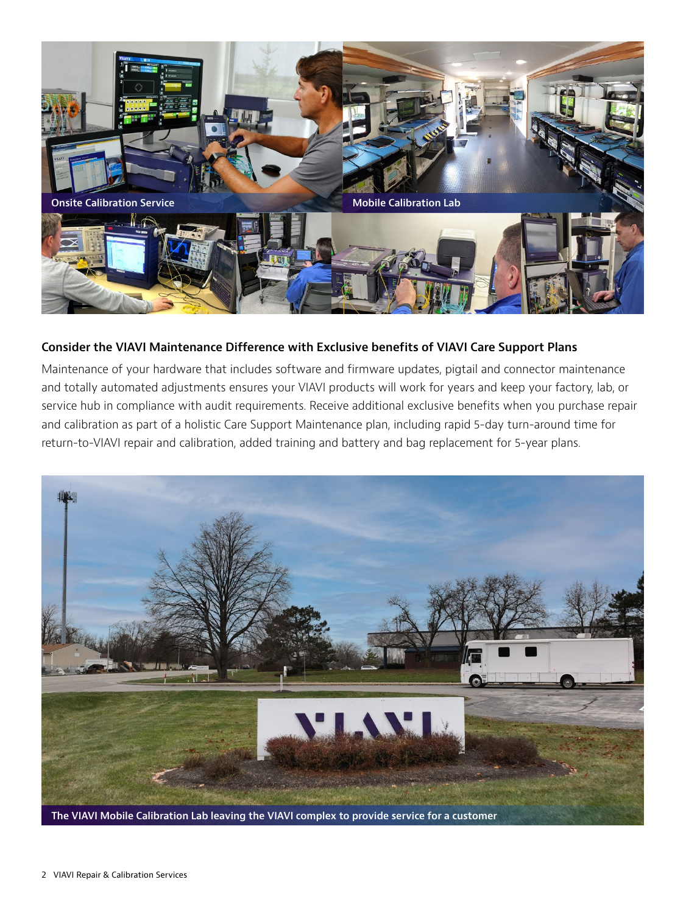Onsite Calibration Service

Mobile Calibration Lab

### Consider the VIAVI Maintenance Difference with Exclusive benefits of VIAVI Care Support Plans

Maintenance of your hardware that includes software and firmware updates, pigtail and connector maintenance and totally automated adjustments ensures your VIAVI products will work for years and keep your factory, lab, or service hub in compliance with audit requirements. Receive additional exclusive benefits when you purchase repair and calibration as part of a holistic Care Support Maintenance plan, including rapid 5-day turn-around time for return-to-VIAVI repair and calibration, added training and battery and bag replacement for 5-year plans.

The VIAVI Mobile Calibration Lab leaving the VIAVI complex to provide service for a customer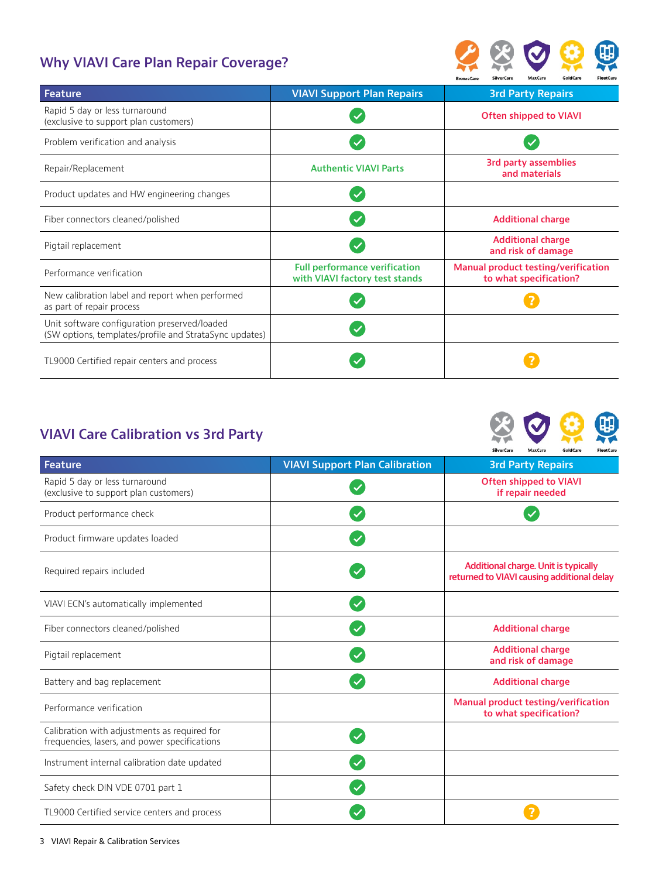## Why VIAVI Care Plan Repair Coverage?

BronzeCare SilverCare MaxCare GoldCare FleetCare

| Feature | VIAVI Support Plan Repairs | 3rd Party Repairs |
|---|---|---|
| Rapid 5 day or less turnaround (exclusive to support plan customers) | ✓ | Often shipped to VIAVI |
| Problem verification and analysis | ✓ | ✓ |
| Repair/Replacement | Authentic VIAVI Parts | 3rd party assemblies and materials |
| Product updates and HW engineering changes | ✓ | |
| Fiber connectors cleaned/polished | ✓ | Additional charge |
| Pigtail replacement | ✓ | Additional charge and risk of damage |
| Performance verification | Full performance verification with VIAVI factory test stands | Manual product testing/verification to what specification? |
| New calibration label and report when performed as part of repair process | ✓ | ? |
| Unit software configuration preserved/loaded (SW options, templates/profile and StrataSync updates) | ✓ | |
| TL9000 Certified repair centers and process | ✓ | ? |

## VIAVI Care Calibration vs 3rd Party

SilverCare MaxCare GoldCare FleetCare

| Feature | VIAVI Support Plan Calibration | 3rd Party Repairs |
|---|---|---|
| Rapid 5 day or less turnaround (exclusive to support plan customers) | ✓ | Often shipped to VIAVI if repair needed |
| Product performance check | ✓ | ✓ |
| Product firmware updates loaded | ✓ | |
| Required repairs included | ✓ | Additional charge. Unit is typically returned to VIAVI causing additional delay |
| VIAVI ECN's automatically implemented | ✓ | |
| Fiber connectors cleaned/polished | ✓ | Additional charge |
| Pigtail replacement | ✓ | Additional charge and risk of damage |
| Battery and bag replacement | ✓ | Additional charge |
| Performance verification | | Manual product testing/verification to what specification? |
| Calibration with adjustments as required for frequencies, lasers, and power specifications | ✓ | |
| Instrument internal calibration date updated | ✓ | |
| Safety check DIN VDE 0701 part 1 | ✓ | |
| TL9000 Certified service centers and process | ✓ | ? |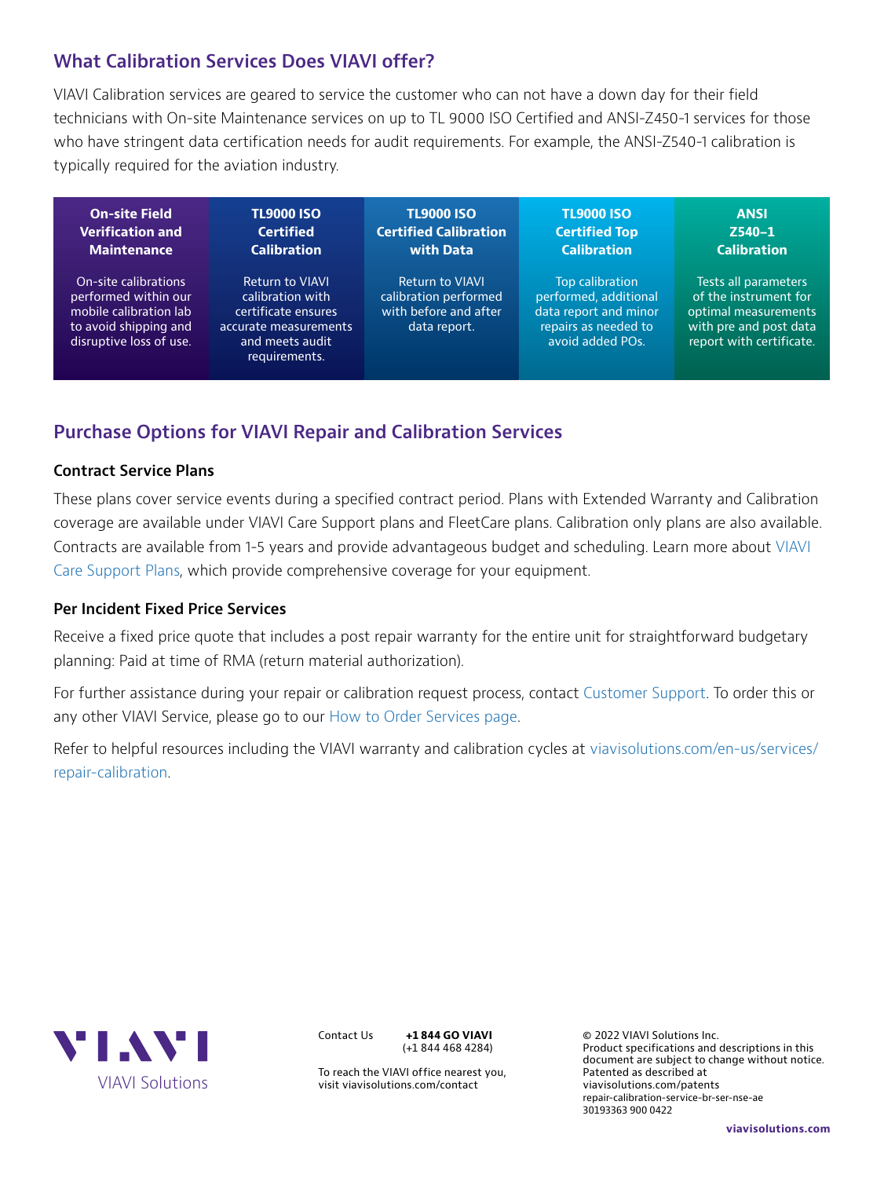## What Calibration Services Does VIAVI offer?

VIAVI Calibration services are geared to service the customer who can not have a down day for their field technicians with On-site Maintenance services on up to TL 9000 ISO Certified and ANSI-Z450-1 services for those who have stringent data certification needs for audit requirements. For example, the ANSI-Z540-1 calibration is typically required for the aviation industry.

| On-site Field Verification and Maintenance | TL9000 ISO Certified Calibration | TL9000 ISO Certified Calibration with Data | TL9000 ISO Certified Top Calibration | ANSI Z540–1 Calibration |
| --- | --- | --- | --- | --- |
| On-site calibrations performed within our mobile calibration lab to avoid shipping and disruptive loss of use. | Return to VIAVI calibration with certificate ensures accurate measurements and meets audit requirements. | Return to VIAVI calibration performed with before and after data report. | Top calibration performed, additional data report and minor repairs as needed to avoid added POs. | Tests all parameters of the instrument for optimal measurements with pre and post data report with certificate. |

## Purchase Options for VIAVI Repair and Calibration Services

### Contract Service Plans

These plans cover service events during a specified contract period. Plans with Extended Warranty and Calibration coverage are available under VIAVI Care Support plans and FleetCare plans. Calibration only plans are also available. Contracts are available from 1-5 years and provide advantageous budget and scheduling. Learn more about VIAVI Care Support Plans, which provide comprehensive coverage for your equipment.

### Per Incident Fixed Price Services

Receive a fixed price quote that includes a post repair warranty for the entire unit for straightforward budgetary planning: Paid at time of RMA (return material authorization).

For further assistance during your repair or calibration request process, contact Customer Support. To order this or any other VIAVI Service, please go to our How to Order Services page.

Refer to helpful resources including the VIAVI warranty and calibration cycles at viavisolutions.com/en-us/services/repair-calibration.

VIAVI Solutions

Contact Us **+1 844 GO VIAVI**
(+1 844 468 4284)

To reach the VIAVI office nearest you, visit viavisolutions.com/contact

© 2022 VIAVI Solutions Inc.
Product specifications and descriptions in this document are subject to change without notice.
Patented as described at viavisolutions.com/patents
repair-calibration-service-br-ser-nse-ae
30193363 900 0422

**viavisolutions.com**